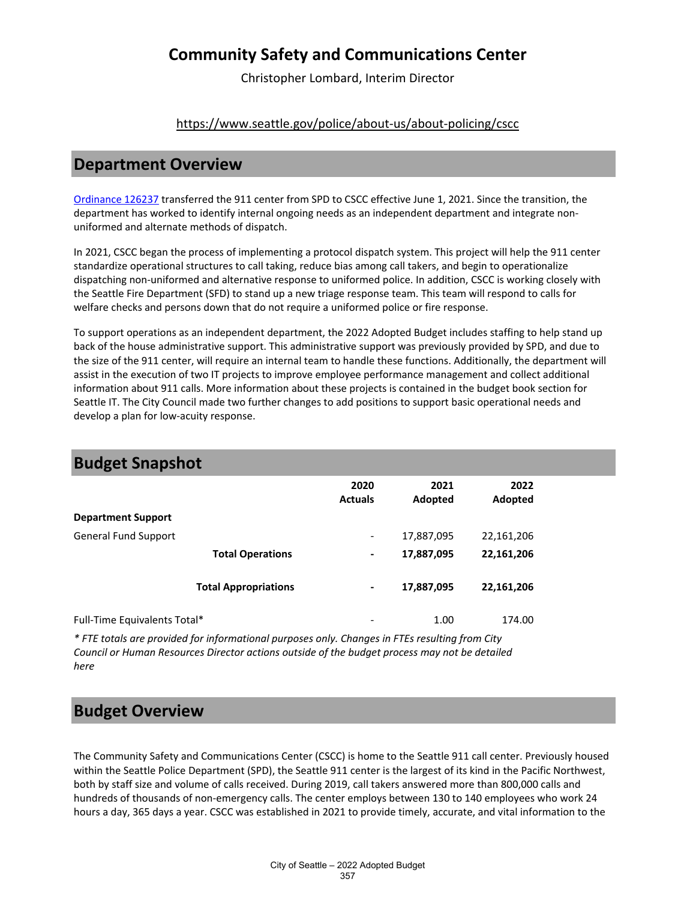# Community Safety and Communications Center

Christopher Lombard, Interim Director

https://www.seattle.gov/police/about-us/about-policing/cscc

## Department Overview

Ordinance 126237 transferred the 911 center from SPD to CSCC effective June 1, 2021. Since the transition, the department has worked to identify internal ongoing needs as an independent department and integrate non-uniformed and alternate methods of dispatch.

In 2021, CSCC began the process of implementing a protocol dispatch system. This project will help the 911 center standardize operational structures to call taking, reduce bias among call takers, and begin to operationalize dispatching non-uniformed and alternative response to uniformed police. In addition, CSCC is working closely with the Seattle Fire Department (SFD) to stand up a new triage response team. This team will respond to calls for welfare checks and persons down that do not require a uniformed police or fire response.

To support operations as an independent department, the 2022 Adopted Budget includes staffing to help stand up back of the house administrative support. This administrative support was previously provided by SPD, and due to the size of the 911 center, will require an internal team to handle these functions. Additionally, the department will assist in the execution of two IT projects to improve employee performance management and collect additional information about 911 calls. More information about these projects is contained in the budget book section for Seattle IT. The City Council made two further changes to add positions to support basic operational needs and develop a plan for low-acuity response.

## Budget Snapshot

| | 2020 Actuals | 2021 Adopted | 2022 Adopted |
|---|---|---|---|
| **Department Support** | | | |
| General Fund Support | - | 17,887,095 | 22,161,206 |
| **Total Operations** | **-** | **17,887,095** | **22,161,206** |
| **Total Appropriations** | **-** | **17,887,095** | **22,161,206** |
| Full-Time Equivalents Total* | - | 1.00 | 174.00 |

*\* FTE totals are provided for informational purposes only. Changes in FTEs resulting from City Council or Human Resources Director actions outside of the budget process may not be detailed here*

## Budget Overview

The Community Safety and Communications Center (CSCC) is home to the Seattle 911 call center. Previously housed within the Seattle Police Department (SPD), the Seattle 911 center is the largest of its kind in the Pacific Northwest, both by staff size and volume of calls received. During 2019, call takers answered more than 800,000 calls and hundreds of thousands of non-emergency calls. The center employs between 130 to 140 employees who work 24 hours a day, 365 days a year. CSCC was established in 2021 to provide timely, accurate, and vital information to the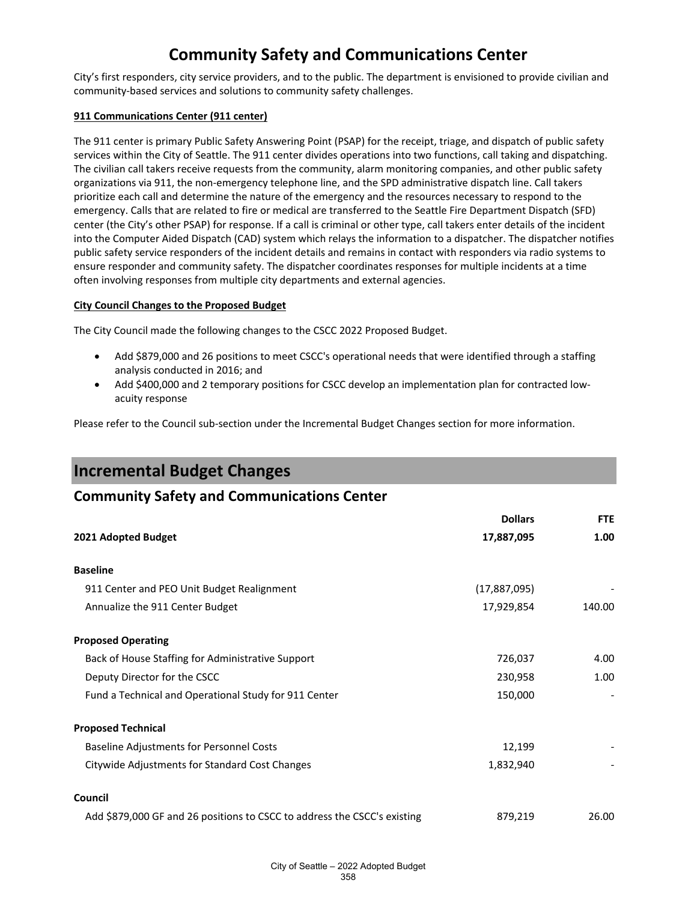# Community Safety and Communications Center

City's first responders, city service providers, and to the public. The department is envisioned to provide civilian and community-based services and solutions to community safety challenges.

**911 Communications Center (911 center)**

The 911 center is primary Public Safety Answering Point (PSAP) for the receipt, triage, and dispatch of public safety services within the City of Seattle. The 911 center divides operations into two functions, call taking and dispatching. The civilian call takers receive requests from the community, alarm monitoring companies, and other public safety organizations via 911, the non-emergency telephone line, and the SPD administrative dispatch line. Call takers prioritize each call and determine the nature of the emergency and the resources necessary to respond to the emergency. Calls that are related to fire or medical are transferred to the Seattle Fire Department Dispatch (SFD) center (the City's other PSAP) for response. If a call is criminal or other type, call takers enter details of the incident into the Computer Aided Dispatch (CAD) system which relays the information to a dispatcher. The dispatcher notifies public safety service responders of the incident details and remains in contact with responders via radio systems to ensure responder and community safety. The dispatcher coordinates responses for multiple incidents at a time often involving responses from multiple city departments and external agencies.

**City Council Changes to the Proposed Budget**

The City Council made the following changes to the CSCC 2022 Proposed Budget.

- Add $879,000 and 26 positions to meet CSCC's operational needs that were identified through a staffing analysis conducted in 2016; and
- Add $400,000 and 2 temporary positions for CSCC develop an implementation plan for contracted low-acuity response

Please refer to the Council sub-section under the Incremental Budget Changes section for more information.

## Incremental Budget Changes

### Community Safety and Communications Center

| | Dollars | FTE |
|---|---|---|
| **2021 Adopted Budget** | **17,887,095** | **1.00** |
| **Baseline** | | |
| 911 Center and PEO Unit Budget Realignment | (17,887,095) | - |
| Annualize the 911 Center Budget | 17,929,854 | 140.00 |
| **Proposed Operating** | | |
| Back of House Staffing for Administrative Support | 726,037 | 4.00 |
| Deputy Director for the CSCC | 230,958 | 1.00 |
| Fund a Technical and Operational Study for 911 Center | 150,000 | - |
| **Proposed Technical** | | |
| Baseline Adjustments for Personnel Costs | 12,199 | - |
| Citywide Adjustments for Standard Cost Changes | 1,832,940 | - |
| **Council** | | |
| Add $879,000 GF and 26 positions to CSCC to address the CSCC's existing | 879,219 | 26.00 |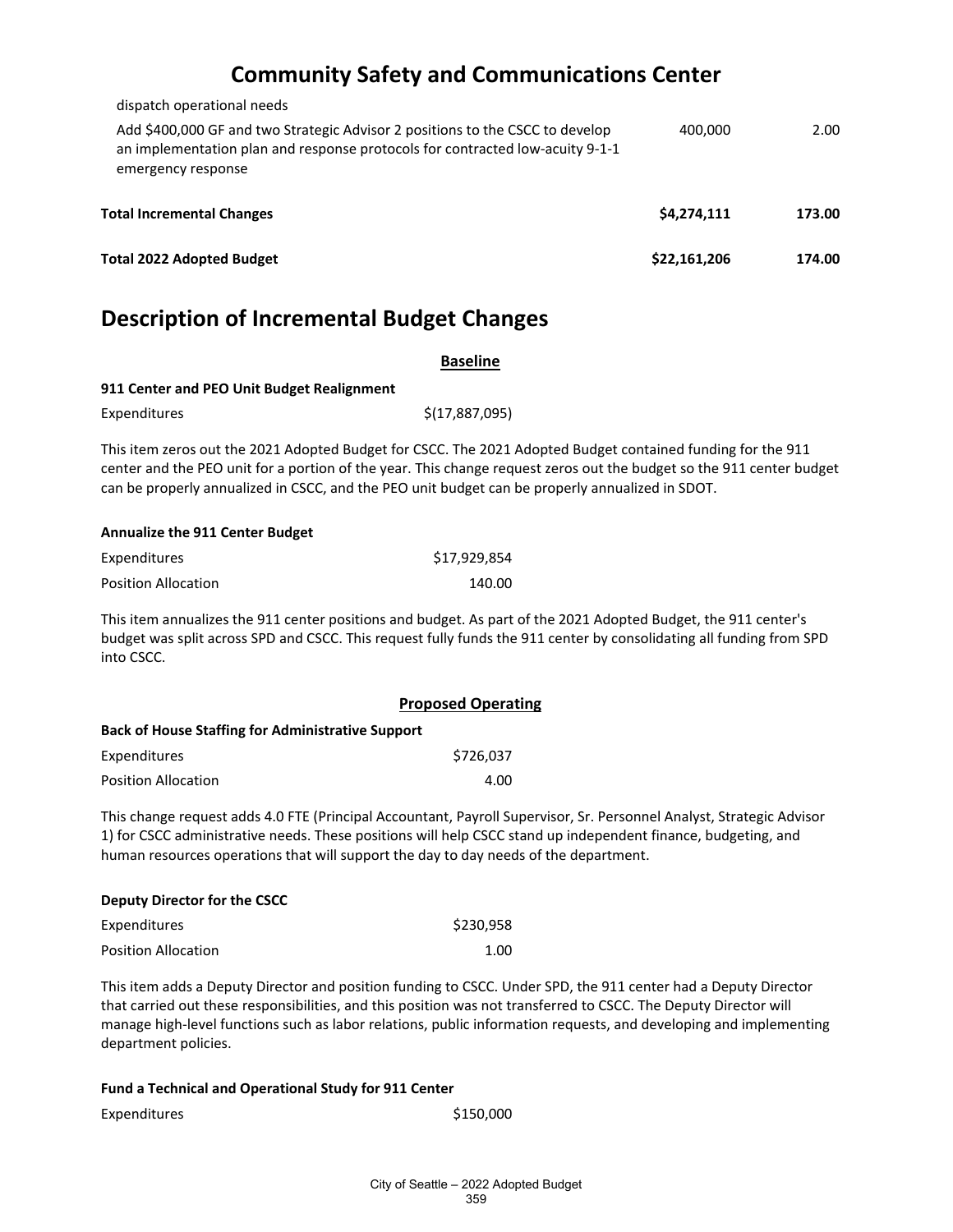## Community Safety and Communications Center

| | | |
|---|---|---|
| dispatch operational needs | | |
| Add $400,000 GF and two Strategic Advisor 2 positions to the CSCC to develop an implementation plan and response protocols for contracted low-acuity 9-1-1 emergency response | 400,000 | 2.00 |
| **Total Incremental Changes** | **$4,274,111** | **173.00** |
| **Total 2022 Adopted Budget** | **$22,161,206** | **174.00** |

## Description of Incremental Budget Changes

### Baseline

**911 Center and PEO Unit Budget Realignment**

| | |
|---|---|
| Expenditures | $(17,887,095) |

This item zeros out the 2021 Adopted Budget for CSCC. The 2021 Adopted Budget contained funding for the 911 center and the PEO unit for a portion of the year. This change request zeros out the budget so the 911 center budget can be properly annualized in CSCC, and the PEO unit budget can be properly annualized in SDOT.

**Annualize the 911 Center Budget**

| | |
|---|---|
| Expenditures | $17,929,854 |
| Position Allocation | 140.00 |

This item annualizes the 911 center positions and budget. As part of the 2021 Adopted Budget, the 911 center's budget was split across SPD and CSCC. This request fully funds the 911 center by consolidating all funding from SPD into CSCC.

### Proposed Operating

**Back of House Staffing for Administrative Support**

| | |
|---|---|
| Expenditures | $726,037 |
| Position Allocation | 4.00 |

This change request adds 4.0 FTE (Principal Accountant, Payroll Supervisor, Sr. Personnel Analyst, Strategic Advisor 1) for CSCC administrative needs. These positions will help CSCC stand up independent finance, budgeting, and human resources operations that will support the day to day needs of the department.

**Deputy Director for the CSCC**

| | |
|---|---|
| Expenditures | $230,958 |
| Position Allocation | 1.00 |

This item adds a Deputy Director and position funding to CSCC. Under SPD, the 911 center had a Deputy Director that carried out these responsibilities, and this position was not transferred to CSCC. The Deputy Director will manage high-level functions such as labor relations, public information requests, and developing and implementing department policies.

**Fund a Technical and Operational Study for 911 Center**

| | |
|---|---|
| Expenditures | $150,000 |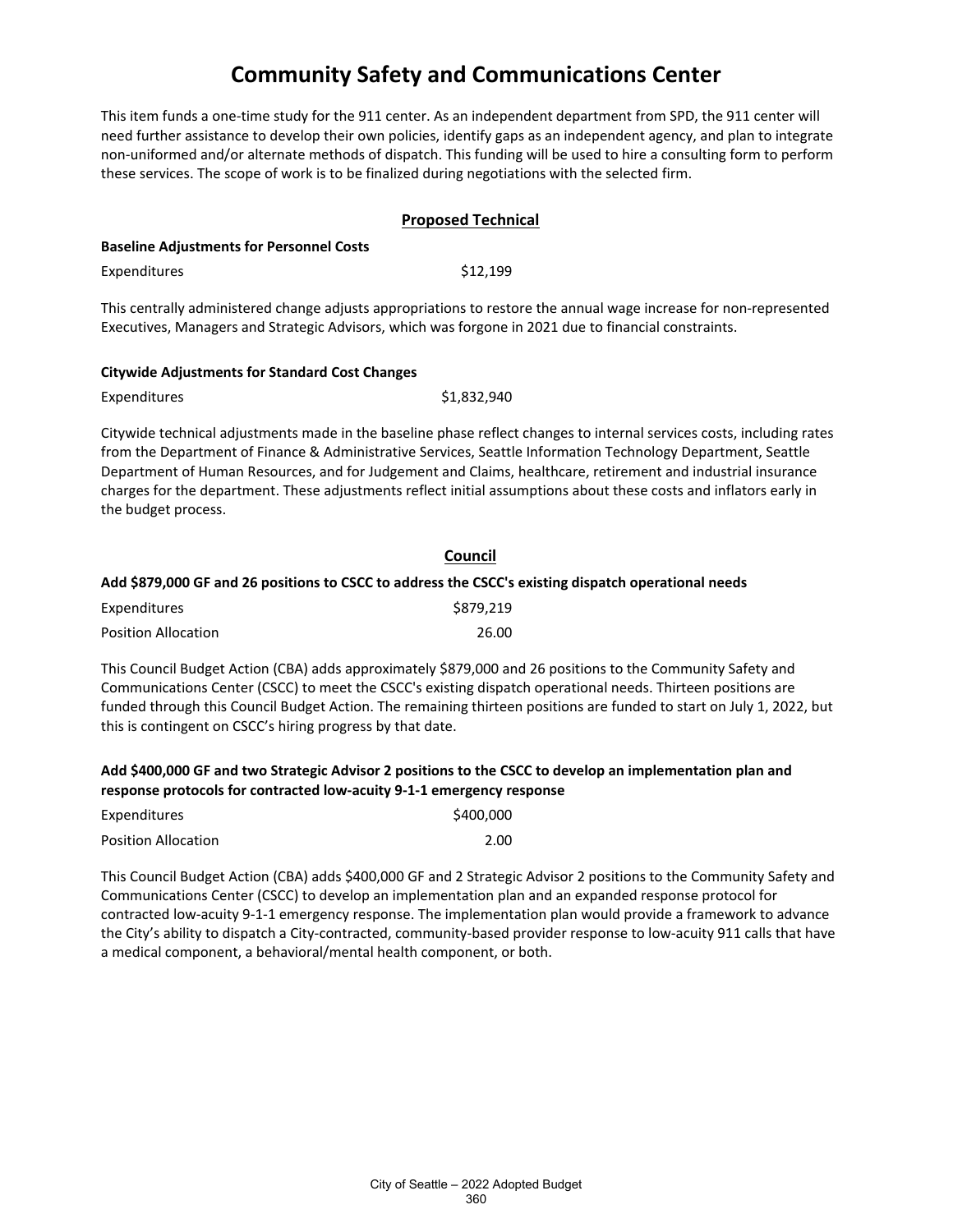# Community Safety and Communications Center

This item funds a one-time study for the 911 center. As an independent department from SPD, the 911 center will need further assistance to develop their own policies, identify gaps as an independent agency, and plan to integrate non-uniformed and/or alternate methods of dispatch. This funding will be used to hire a consulting form to perform these services. The scope of work is to be finalized during negotiations with the selected firm.

## Proposed Technical

**Baseline Adjustments for Personnel Costs**

| | |
|---|---|
| Expenditures | $12,199 |

This centrally administered change adjusts appropriations to restore the annual wage increase for non-represented Executives, Managers and Strategic Advisors, which was forgone in 2021 due to financial constraints.

**Citywide Adjustments for Standard Cost Changes**

| | |
|---|---|
| Expenditures | $1,832,940 |

Citywide technical adjustments made in the baseline phase reflect changes to internal services costs, including rates from the Department of Finance & Administrative Services, Seattle Information Technology Department, Seattle Department of Human Resources, and for Judgement and Claims, healthcare, retirement and industrial insurance charges for the department. These adjustments reflect initial assumptions about these costs and inflators early in the budget process.

## Council

**Add $879,000 GF and 26 positions to CSCC to address the CSCC's existing dispatch operational needs**

| | |
|---|---|
| Expenditures | $879,219 |
| Position Allocation | 26.00 |

This Council Budget Action (CBA) adds approximately $879,000 and 26 positions to the Community Safety and Communications Center (CSCC) to meet the CSCC's existing dispatch operational needs. Thirteen positions are funded through this Council Budget Action. The remaining thirteen positions are funded to start on July 1, 2022, but this is contingent on CSCC's hiring progress by that date.

**Add $400,000 GF and two Strategic Advisor 2 positions to the CSCC to develop an implementation plan and response protocols for contracted low-acuity 9-1-1 emergency response**

| | |
|---|---|
| Expenditures | $400,000 |
| Position Allocation | 2.00 |

This Council Budget Action (CBA) adds $400,000 GF and 2 Strategic Advisor 2 positions to the Community Safety and Communications Center (CSCC) to develop an implementation plan and an expanded response protocol for contracted low-acuity 9-1-1 emergency response. The implementation plan would provide a framework to advance the City's ability to dispatch a City-contracted, community-based provider response to low-acuity 911 calls that have a medical component, a behavioral/mental health component, or both.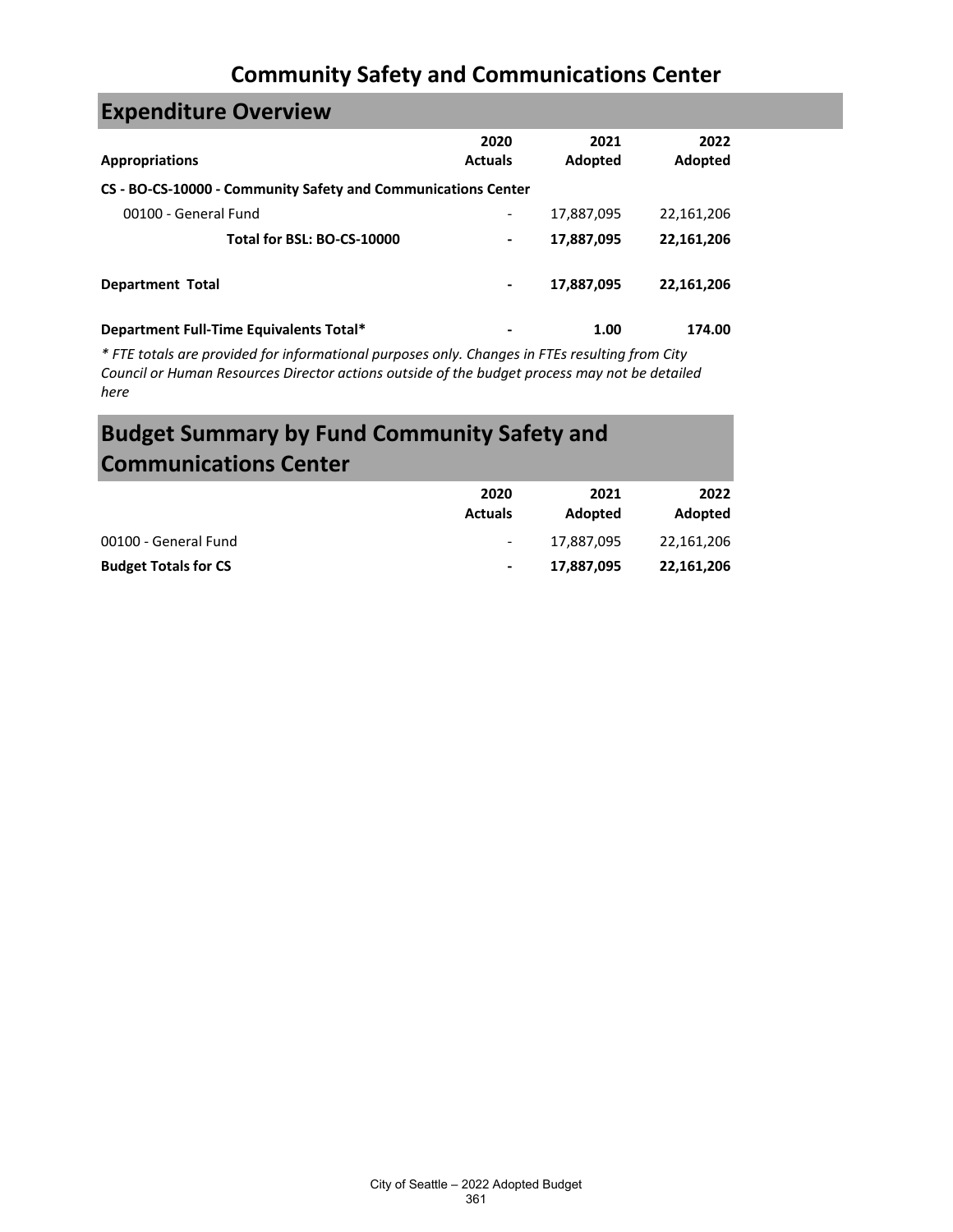# Community Safety and Communications Center

## Expenditure Overview

| Appropriations | 2020 Actuals | 2021 Adopted | 2022 Adopted |
|---|---|---|---|
| **CS - BO-CS-10000 - Community Safety and Communications Center** | | | |
| 00100 - General Fund | - | 17,887,095 | 22,161,206 |
| **Total for BSL: BO-CS-10000** | **-** | **17,887,095** | **22,161,206** |
| **Department Total** | **-** | **17,887,095** | **22,161,206** |
| **Department Full-Time Equivalents Total*** | **-** | **1.00** | **174.00** |

*\* FTE totals are provided for informational purposes only. Changes in FTEs resulting from City Council or Human Resources Director actions outside of the budget process may not be detailed here*

## Budget Summary by Fund Community Safety and Communications Center

| | 2020 Actuals | 2021 Adopted | 2022 Adopted |
|---|---|---|---|
| 00100 - General Fund | - | 17,887,095 | 22,161,206 |
| **Budget Totals for CS** | **-** | **17,887,095** | **22,161,206** |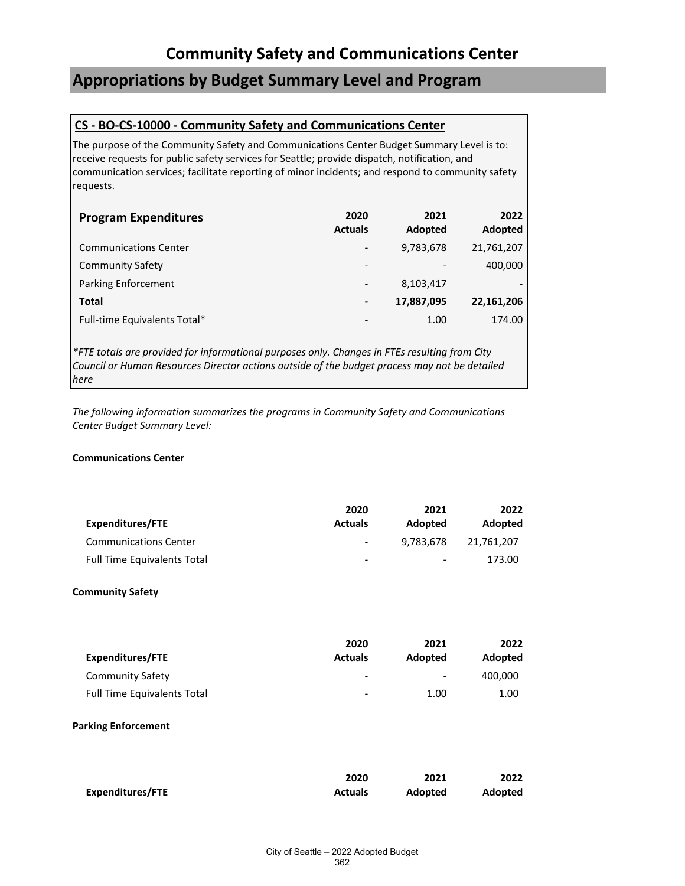# Community Safety and Communications Center

## Appropriations by Budget Summary Level and Program

### CS - BO-CS-10000 - Community Safety and Communications Center

The purpose of the Community Safety and Communications Center Budget Summary Level is to: receive requests for public safety services for Seattle; provide dispatch, notification, and communication services; facilitate reporting of minor incidents; and respond to community safety requests.

| **Program Expenditures** | **2020 Actuals** | **2021 Adopted** | **2022 Adopted** |
|---|---|---|---|
| Communications Center | - | 9,783,678 | 21,761,207 |
| Community Safety | - | - | 400,000 |
| Parking Enforcement | - | 8,103,417 | - |
| **Total** | **-** | **17,887,095** | **22,161,206** |
| Full-time Equivalents Total* | - | 1.00 | 174.00 |

*\*FTE totals are provided for informational purposes only. Changes in FTEs resulting from City Council or Human Resources Director actions outside of the budget process may not be detailed here*

*The following information summarizes the programs in Community Safety and Communications Center Budget Summary Level:*

**Communications Center**

| **Expenditures/FTE** | **2020 Actuals** | **2021 Adopted** | **2022 Adopted** |
|---|---|---|---|
| Communications Center | - | 9,783,678 | 21,761,207 |
| Full Time Equivalents Total | - | - | 173.00 |

**Community Safety**

| **Expenditures/FTE** | **2020 Actuals** | **2021 Adopted** | **2022 Adopted** |
|---|---|---|---|
| Community Safety | - | - | 400,000 |
| Full Time Equivalents Total | - | 1.00 | 1.00 |

**Parking Enforcement**

| **Expenditures/FTE** | **2020 Actuals** | **2021 Adopted** | **2022 Adopted** |
|---|---|---|---|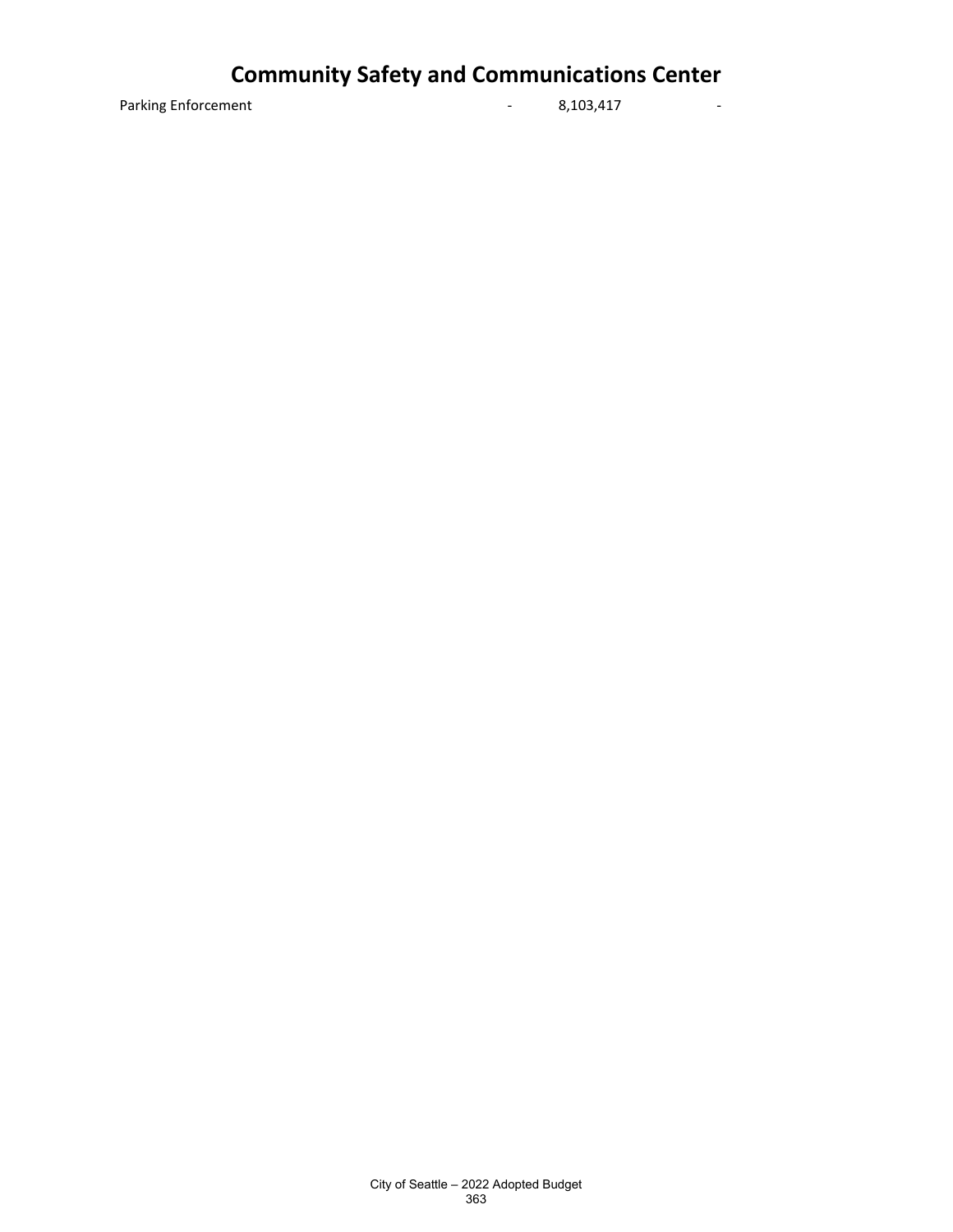# Community Safety and Communications Center

| | | | |
|---|---|---|---|
| Parking Enforcement | - | 8,103,417 | - |